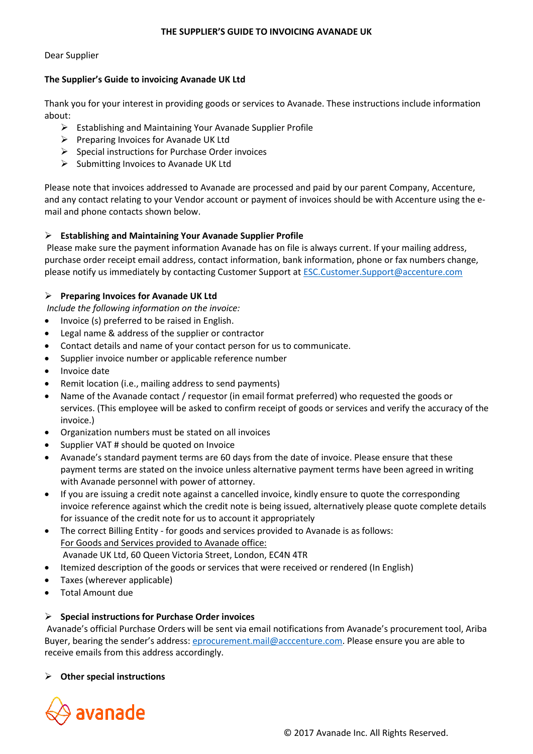# THE SUPPLIER'S GUIDE TO INVOICING AVANADE UK

Dear Supplier

**The Supplier's Guide to invoicing Avanade UK Ltd**

Thank you for your interest in providing goods or services to Avanade. These instructions include information about:

- Establishing and Maintaining Your Avanade Supplier Profile
- Preparing Invoices for Avanade UK Ltd
- Special instructions for Purchase Order invoices
- Submitting Invoices to Avanade UK Ltd

Please note that invoices addressed to Avanade are processed and paid by our parent Company, Accenture, and any contact relating to your Vendor account or payment of invoices should be with Accenture using the e-mail and phone contacts shown below.

## Establishing and Maintaining Your Avanade Supplier Profile

Please make sure the payment information Avanade has on file is always current. If your mailing address, purchase order receipt email address, contact information, bank information, phone or fax numbers change, please notify us immediately by contacting Customer Support at ESC.Customer.Support@accenture.com

## Preparing Invoices for Avanade UK Ltd

*Include the following information on the invoice:*

- Invoice (s) preferred to be raised in English.
- Legal name & address of the supplier or contractor
- Contact details and name of your contact person for us to communicate.
- Supplier invoice number or applicable reference number
- Invoice date
- Remit location (i.e., mailing address to send payments)
- Name of the Avanade contact / requestor (in email format preferred) who requested the goods or services. (This employee will be asked to confirm receipt of goods or services and verify the accuracy of the invoice.)
- Organization numbers must be stated on all invoices
- Supplier VAT # should be quoted on Invoice
- Avanade's standard payment terms are 60 days from the date of invoice. Please ensure that these payment terms are stated on the invoice unless alternative payment terms have been agreed in writing with Avanade personnel with power of attorney.
- If you are issuing a credit note against a cancelled invoice, kindly ensure to quote the corresponding invoice reference against which the credit note is being issued, alternatively please quote complete details for issuance of the credit note for us to account it appropriately
- The correct Billing Entity - for goods and services provided to Avanade is as follows:
  For Goods and Services provided to Avanade office:
  Avanade UK Ltd, 60 Queen Victoria Street, London, EC4N 4TR
- Itemized description of the goods or services that were received or rendered (In English)
- Taxes (wherever applicable)
- Total Amount due

## Special instructions for Purchase Order invoices

Avanade's official Purchase Orders will be sent via email notifications from Avanade's procurement tool, Ariba Buyer, bearing the sender's address: eprocurement.mail@acccenture.com. Please ensure you are able to receive emails from this address accordingly.

## Other special instructions

avanade

© 2017 Avanade Inc. All Rights Reserved.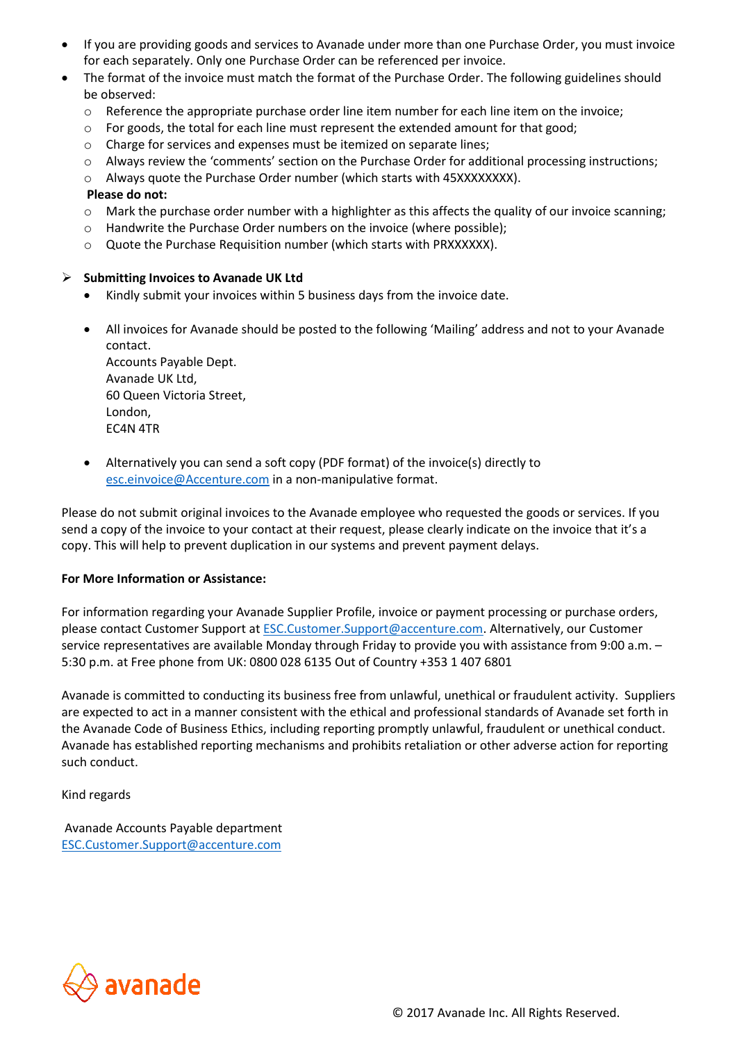- If you are providing goods and services to Avanade under more than one Purchase Order, you must invoice for each separately. Only one Purchase Order can be referenced per invoice.
- The format of the invoice must match the format of the Purchase Order. The following guidelines should be observed:
  - Reference the appropriate purchase order line item number for each line item on the invoice;
  - For goods, the total for each line must represent the extended amount for that good;
  - Charge for services and expenses must be itemized on separate lines;
  - Always review the 'comments' section on the Purchase Order for additional processing instructions;
  - Always quote the Purchase Order number (which starts with 45XXXXXXXX).

  **Please do not:**
  - Mark the purchase order number with a highlighter as this affects the quality of our invoice scanning;
  - Handwrite the Purchase Order numbers on the invoice (where possible);
  - Quote the Purchase Requisition number (which starts with PRXXXXXX).

➢ **Submitting Invoices to Avanade UK Ltd**

- Kindly submit your invoices within 5 business days from the invoice date.
- All invoices for Avanade should be posted to the following 'Mailing' address and not to your Avanade contact.
  Accounts Payable Dept.
  Avanade UK Ltd,
  60 Queen Victoria Street,
  London,
  EC4N 4TR
- Alternatively you can send a soft copy (PDF format) of the invoice(s) directly to esc.einvoice@Accenture.com in a non-manipulative format.

Please do not submit original invoices to the Avanade employee who requested the goods or services. If you send a copy of the invoice to your contact at their request, please clearly indicate on the invoice that it's a copy. This will help to prevent duplication in our systems and prevent payment delays.

**For More Information or Assistance:**

For information regarding your Avanade Supplier Profile, invoice or payment processing or purchase orders, please contact Customer Support at ESC.Customer.Support@accenture.com. Alternatively, our Customer service representatives are available Monday through Friday to provide you with assistance from 9:00 a.m. – 5:30 p.m. at Free phone from UK: 0800 028 6135 Out of Country +353 1 407 6801

Avanade is committed to conducting its business free from unlawful, unethical or fraudulent activity. Suppliers are expected to act in a manner consistent with the ethical and professional standards of Avanade set forth in the Avanade Code of Business Ethics, including reporting promptly unlawful, fraudulent or unethical conduct. Avanade has established reporting mechanisms and prohibits retaliation or other adverse action for reporting such conduct.

Kind regards

Avanade Accounts Payable department
ESC.Customer.Support@accenture.com

avanade

© 2017 Avanade Inc. All Rights Reserved.